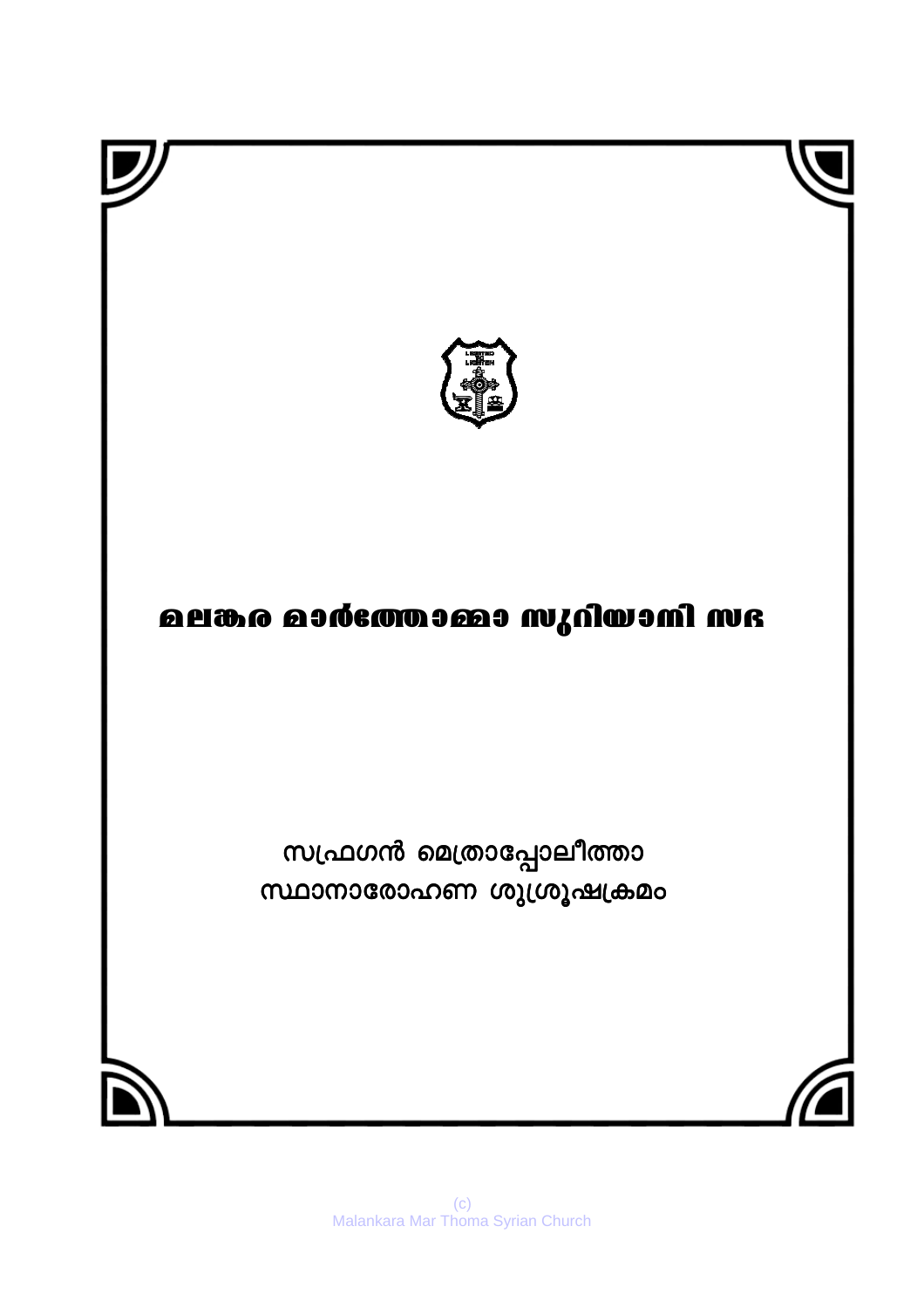# മലങ്കര മാർത്തോമ്മാ സുറിയാനി സഭ

## സഫ്രഗൻ മെത്രാപ്പോലീത്താ സ്ഥാനാരോഹണ ശുശ്രൂഷക്രമം

(c)
Malankara Mar Thoma Syrian Church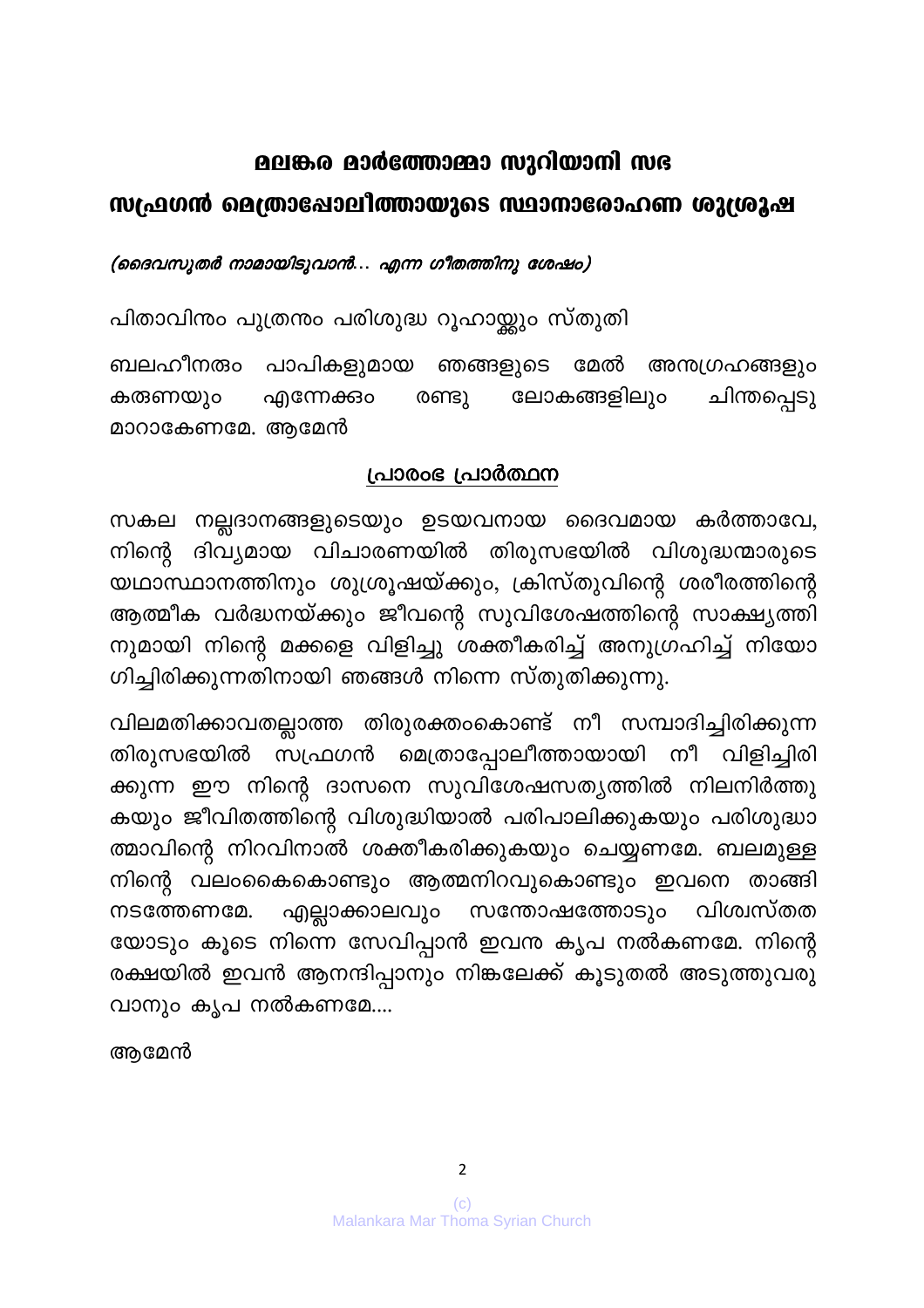# മലങ്കര മാർത്തോമ്മാ സുറിയാനി സഭ

## സഫ്രഗൻ മെത്രാപ്പോലീത്തായുടെ സ്ഥാനാരോഹണ ശുശ്രൂഷ

*(ദൈവസുതർ നാമായിടുവാൻ... എന്ന ഗീതത്തിനു ശേഷം)*

പിതാവിനും പുത്രനും പരിശുദ്ധ റൂഹായ്ക്കും സ്തുതി

ബലഹീനരും പാപികളുമായ ഞങ്ങളുടെ മേൽ അനുഗ്രഹങ്ങളും കരുണയും എന്നേക്കും രണ്ടു ലോകങ്ങളിലും ചിന്തപ്പെടു മാറാകേണമേ. ആമേൻ

### <u>പ്രാരംഭ പ്രാർത്ഥന</u>

സകല നല്ലദാനങ്ങളുടെയും ഉടയവനായ ദൈവമായ കർത്താവേ, നിന്റെ ദിവ്യമായ വിചാരണയിൽ തിരുസഭയിൽ വിശുദ്ധന്മാരുടെ യഥാസ്ഥാനത്തിനും ശുശ്രൂഷയ്ക്കും, ക്രിസ്തുവിന്റെ ശരീരത്തിന്റെ ആത്മീക വർദ്ധനയ്ക്കും ജീവന്റെ സുവിശേഷത്തിന്റെ സാക്ഷ്യത്തി നുമായി നിന്റെ മക്കളെ വിളിച്ചു ശക്തീകരിച്ച് അനുഗ്രഹിച്ച് നിയോ ഗിച്ചിരിക്കുന്നതിനായി ഞങ്ങൾ നിന്നെ സ്തുതിക്കുന്നു.

വിലമതിക്കാവതല്ലാത്ത തിരുരക്തംകൊണ്ട് നീ സമ്പാദിച്ചിരിക്കുന്ന തിരുസഭയിൽ സഫ്രഗൻ മെത്രാപ്പോലീത്തായായി നീ വിളിച്ചിരി ക്കുന്ന ഈ നിന്റെ ദാസനെ സുവിശേഷസത്യത്തിൽ നിലനിർത്തു കയും ജീവിതത്തിന്റെ വിശുദ്ധിയാൽ പരിപാലിക്കുകയും പരിശുദ്ധാ ത്മാവിന്റെ നിറവിനാൽ ശക്തീകരിക്കുകയും ചെയ്യണമേ. ബലമുള്ള നിന്റെ വലംകൈകൊണ്ടും ആത്മനിറവുകൊണ്ടും ഇവനെ താങ്ങി നടത്തേണമേ. എല്ലാക്കാലവും സന്തോഷത്തോടും വിശ്വസ്തത യോടും കൂടെ നിന്നെ സേവിപ്പാൻ ഇവനു കൃപ നൽകണമേ. നിന്റെ രക്ഷയിൽ ഇവൻ ആനന്ദിപ്പാനും നിങ്കലേക്ക് കൂടുതൽ അടുത്തുവരു വാനും കൃപ നൽകണമേ....

ആമേൻ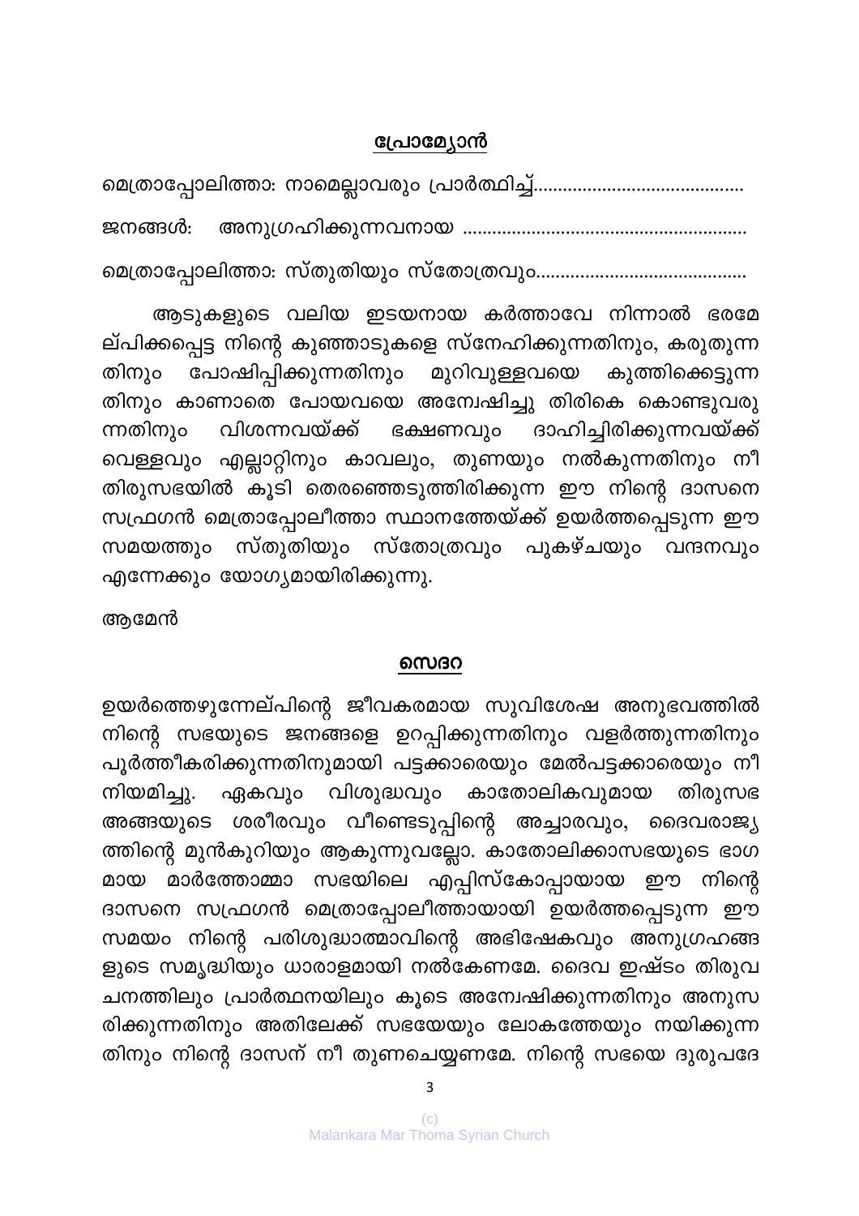## പ്രോമ്യോൻ

മെത്രാപ്പോലിത്താ: നാമെല്ലാവരും പ്രാർത്ഥിച്ച്..........................................

ജനങ്ങൾ: അനുഗ്രഹിക്കുന്നവനായ ........................................................

മെത്രാപ്പോലിത്താ: സ്തുതിയും സ്തോത്രവും..........................................

ആടുകളുടെ വലിയ ഇടയനായ കർത്താവേ നിന്നാൽ ഭരമേല്പിക്കപ്പെട്ട നിന്റെ കുഞ്ഞാടുകളെ സ്നേഹിക്കുന്നതിനും, കരുതുന്നതിനും പോഷിപ്പിക്കുന്നതിനും മുറിവുള്ളവയെ കുത്തിക്കെട്ടുന്നതിനും കാണാതെ പോയവയെ അന്വേഷിച്ചു തിരികെ കൊണ്ടുവരുന്നതിനും വിശന്നവയ്ക്ക് ഭക്ഷണവും ദാഹിച്ചിരിക്കുന്നവയ്ക്ക് വെള്ളവും എല്ലാറ്റിനും കാവലും, തുണയും നൽകുന്നതിനും നീ തിരുസഭയിൽ കൂടി തെരഞ്ഞെടുത്തിരിക്കുന്ന ഈ നിന്റെ ദാസനെ സഫ്രഗൻ മെത്രാപ്പോലീത്താ സ്ഥാനത്തേയ്ക്ക് ഉയർത്തപ്പെടുന്ന ഈ സമയത്തും സ്തുതിയും സ്തോത്രവും പുകഴ്ചയും വന്ദനവും എന്നേക്കും യോഗ്യമായിരിക്കുന്നു.

ആമേൻ

## സെദറ

ഉയർത്തെഴുന്നേല്പിന്റെ ജീവകരമായ സുവിശേഷ അനുഭവത്തിൽ നിന്റെ സഭയുടെ ജനങ്ങളെ ഉറപ്പിക്കുന്നതിനും വളർത്തുന്നതിനും പൂർത്തീകരിക്കുന്നതിനുമായി പട്ടക്കാരെയും മേൽപട്ടക്കാരെയും നീ നിയമിച്ചു. ഏകവും വിശുദ്ധവും കാതോലികവുമായ തിരുസഭ അങ്ങയുടെ ശരീരവും വീണ്ടെടുപ്പിന്റെ അച്ചാരവും, ദൈവരാജ്യത്തിന്റെ മുൻകുറിയും ആകുന്നുവല്ലോ. കാതോലിക്കാസഭയുടെ ഭാഗമായ മാർത്തോമ്മാ സഭയിലെ എപ്പിസ്കോപ്പായായ ഈ നിന്റെ ദാസനെ സഫ്രഗൻ മെത്രാപ്പോലീത്തായായി ഉയർത്തപ്പെടുന്ന ഈ സമയം നിന്റെ പരിശുദ്ധാത്മാവിന്റെ അഭിഷേകവും അനുഗ്രഹങ്ങളുടെ സമൃദ്ധിയും ധാരാളമായി നൽകേണമേ. ദൈവ ഇഷ്ടം തിരുവചനത്തിലും പ്രാർത്ഥനയിലും കൂടെ അന്വേഷിക്കുന്നതിനും അനുസരിക്കുന്നതിനും അതിലേക്ക് സഭയേയും ലോകത്തേയും നയിക്കുന്നതിനും നിന്റെ ദാസന് നീ തുണചെയ്യണമേ. നിന്റെ സഭയെ ദുരുപദേ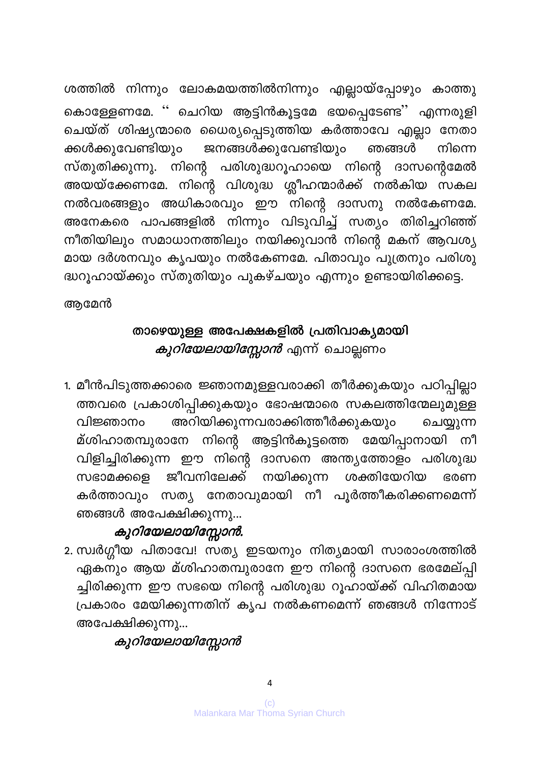ശത്തിൽ നിന്നും ലോകമയത്തിൽനിന്നും എല്ലായ്പ്പോഴും കാത്തു കൊള്ളേണമേ. '' ചെറിയ ആട്ടിൻകൂട്ടമേ ഭയപ്പെടേണ്ട'' എന്നരുളി ചെയ്ത് ശിഷ്യന്മാരെ ധൈര്യപ്പെടുത്തിയ കർത്താവേ എല്ലാ നേതാക്കൾക്കുവേണ്ടിയും ജനങ്ങൾക്കുവേണ്ടിയും ഞങ്ങൾ നിന്നെ സ്തുതിക്കുന്നു. നിന്റെ പരിശുദ്ധറൂഹായെ നിന്റെ ദാസന്റെമേൽ അയയ്ക്കേണമേ. നിന്റെ വിശുദ്ധ ശ്ലീഹന്മാർക്ക് നൽകിയ സകല നൽവരങ്ങളും അധികാരവും ഈ നിന്റെ ദാസനു നൽകേണമേ. അനേകരെ പാപങ്ങളിൽ നിന്നും വിടുവിച്ച് സത്യം തിരിച്ചറിഞ്ഞ് നീതിയിലും സമാധാനത്തിലും നയിക്കുവാൻ നിന്റെ മകന് ആവശ്യമായ ദർശനവും കൃപയും നൽകേണമേ. പിതാവും പുത്രനും പരിശുദ്ധറൂഹായ്ക്കും സ്തുതിയും പുകഴ്ചയും എന്നും ഉണ്ടായിരിക്കട്ടെ.

ആമേൻ

## താഴെയുള്ള അപേക്ഷകളിൽ പ്രതിവാക്യമായി *കുറിയേലായിസ്സോൻ* എന്ന് ചൊല്ലണം

1. മീൻപിടുത്തക്കാരെ ജ്ഞാനമുള്ളവരാക്കി തീർക്കുകയും പഠിപ്പില്ലാത്തവരെ പ്രകാശിപ്പിക്കുകയും ഭോഷന്മാരെ സകലത്തിന്മേലുമുള്ള വിജ്ഞാനം അറിയിക്കുന്നവരാക്കിത്തീർക്കുകയും ചെയ്യുന്ന മ്ശിഹാതമ്പുരാനേ നിന്റെ ആട്ടിൻകൂട്ടത്തെ മേയിപ്പാനായി നീ വിളിച്ചിരിക്കുന്ന ഈ നിന്റെ ദാസനെ അന്ത്യത്തോളം പരിശുദ്ധ സഭാമക്കളെ ജീവനിലേക്ക് നയിക്കുന്ന ശക്തിയേറിയ ഭരണകർത്താവും സത്യ നേതാവുമായി നീ പൂർത്തീകരിക്കണമെന്ന് ഞങ്ങൾ അപേക്ഷിക്കുന്നു...

   ***കുറിയേലായിസ്സോൻ.***

2. സ്വർഗ്ഗീയ പിതാവേ! സത്യ ഇടയനും നിത്യമായി സാരാംശത്തിൽ ഏകനും ആയ മ്ശിഹാതമ്പുരാനേ ഈ നിന്റെ ദാസനെ ഭരമേല്പ്പിച്ചിരിക്കുന്ന ഈ സഭയെ നിന്റെ പരിശുദ്ധ റൂഹായ്ക്ക് വിഹിതമായ പ്രകാരം മേയിക്കുന്നതിന് കൃപ നൽകണമെന്ന് ഞങ്ങൾ നിന്നോട് അപേക്ഷിക്കുന്നു...

   ***കുറിയേലായിസ്സോൻ***

(c)
Malankara Mar Thoma Syrian Church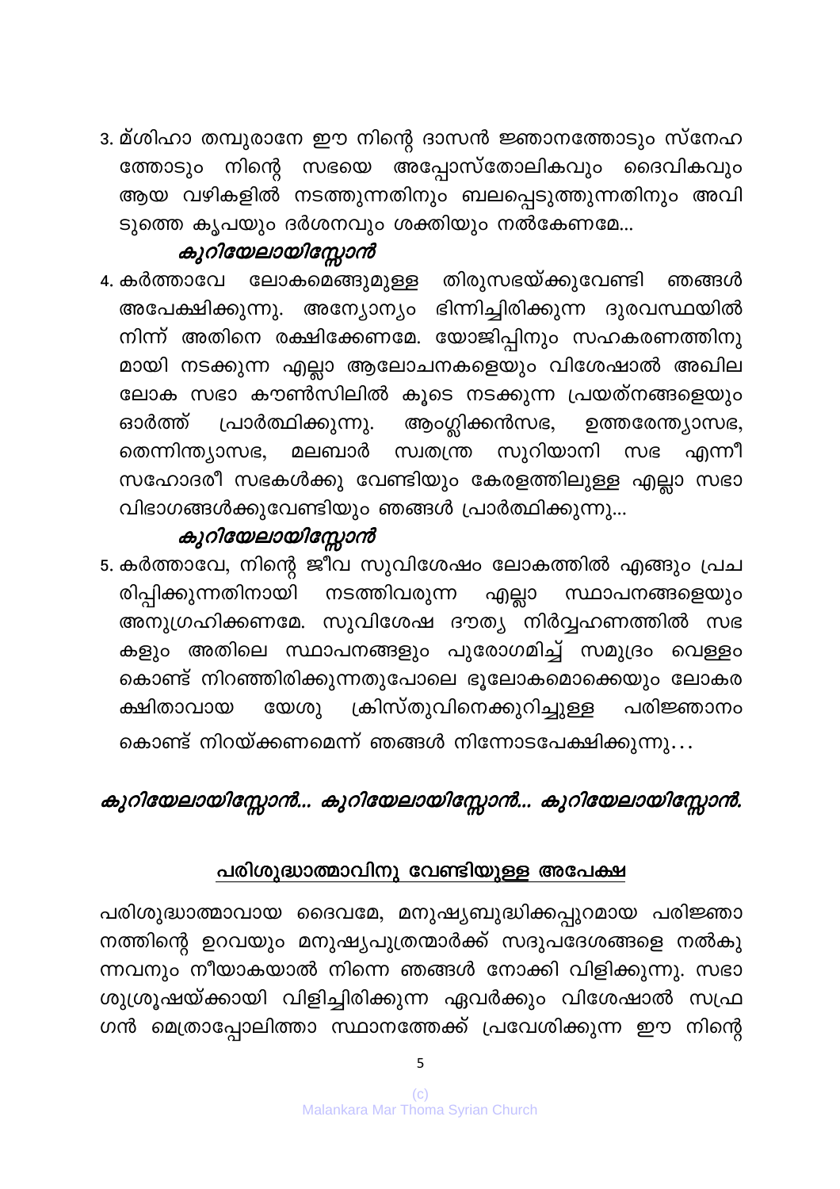3. മ്ശിഹാ തമ്പുരാനേ ഈ നിന്റെ ദാസൻ ജ്ഞാനത്തോടും സ്നേഹത്തോടും നിന്റെ സഭയെ അപ്പോസ്തോലികവും ദൈവികവും ആയ വഴികളിൽ നടത്തുന്നതിനും ബലപ്പെടുത്തുന്നതിനും അവിടുത്തെ കൃപയും ദർശനവും ശക്തിയും നൽകേണമേ...

   ***കുറിയേലായിസ്സോൻ***

4. കർത്താവേ ലോകമെങ്ങുമുള്ള തിരുസഭയ്ക്കുവേണ്ടി ഞങ്ങൾ അപേക്ഷിക്കുന്നു. അന്യോന്യം ഭിന്നിച്ചിരിക്കുന്ന ദുരവസ്ഥയിൽ നിന്ന് അതിനെ രക്ഷിക്കേണമേ. യോജിപ്പിനും സഹകരണത്തിനുമായി നടക്കുന്ന എല്ലാ ആലോചനകളെയും വിശേഷാൽ അഖില ലോക സഭാ കൗൺസിലിൽ കൂടെ നടക്കുന്ന പ്രയത്നങ്ങളെയും ഓർത്ത് പ്രാർത്ഥിക്കുന്നു. ആംഗ്ലിക്കൻസഭ, ഉത്തരേന്ത്യാസഭ, തെന്നിന്ത്യാസഭ, മലബാർ സ്വതന്ത്ര സുറിയാനി സഭ എന്നീ സഹോദരീ സഭകൾക്കു വേണ്ടിയും കേരളത്തിലുള്ള എല്ലാ സഭാ വിഭാഗങ്ങൾക്കുവേണ്ടിയും ഞങ്ങൾ പ്രാർത്ഥിക്കുന്നു...

   ***കുറിയേലായിസ്സോൻ***

5. കർത്താവേ, നിന്റെ ജീവ സുവിശേഷം ലോകത്തിൽ എങ്ങും പ്രചരിപ്പിക്കുന്നതിനായി നടത്തിവരുന്ന എല്ലാ സ്ഥാപനങ്ങളെയും അനുഗ്രഹിക്കണമേ. സുവിശേഷ ദൗത്യ നിർവ്വഹണത്തിൽ സഭകളും അതിലെ സ്ഥാപനങ്ങളും പുരോഗമിച്ച് സമുദ്രം വെള്ളം കൊണ്ട് നിറഞ്ഞിരിക്കുന്നതുപോലെ ഭൂലോകമൊക്കെയും ലോകരക്ഷിതാവായ യേശു ക്രിസ്തുവിനെക്കുറിച്ചുള്ള പരിജ്ഞാനം കൊണ്ട് നിറയ്ക്കണമെന്ന് ഞങ്ങൾ നിന്നോടപേക്ഷിക്കുന്നു...

***കുറിയേലായിസ്സോൻ... കുറിയേലായിസ്സോൻ... കുറിയേലായിസ്സോൻ.***

## <u>പരിശുദ്ധാത്മാവിനു വേണ്ടിയുള്ള അപേക്ഷ</u>

പരിശുദ്ധാത്മാവായ ദൈവമേ, മനുഷ്യബുദ്ധിക്കപ്പുറമായ പരിജ്ഞാനത്തിന്റെ ഉറവയും മനുഷ്യപുത്രന്മാർക്ക് സദുപദേശങ്ങളെ നൽകുന്നവനും നീയാകയാൽ നിന്നെ ഞങ്ങൾ നോക്കി വിളിക്കുന്നു. സഭാ ശുശ്രൂഷയ്ക്കായി വിളിച്ചിരിക്കുന്ന ഏവർക്കും വിശേഷാൽ സഫ്രഗൻ മെത്രാപ്പോലിത്താ സ്ഥാനത്തേക്ക് പ്രവേശിക്കുന്ന ഈ നിന്റെ

(c)
Malankara Mar Thoma Syrian Church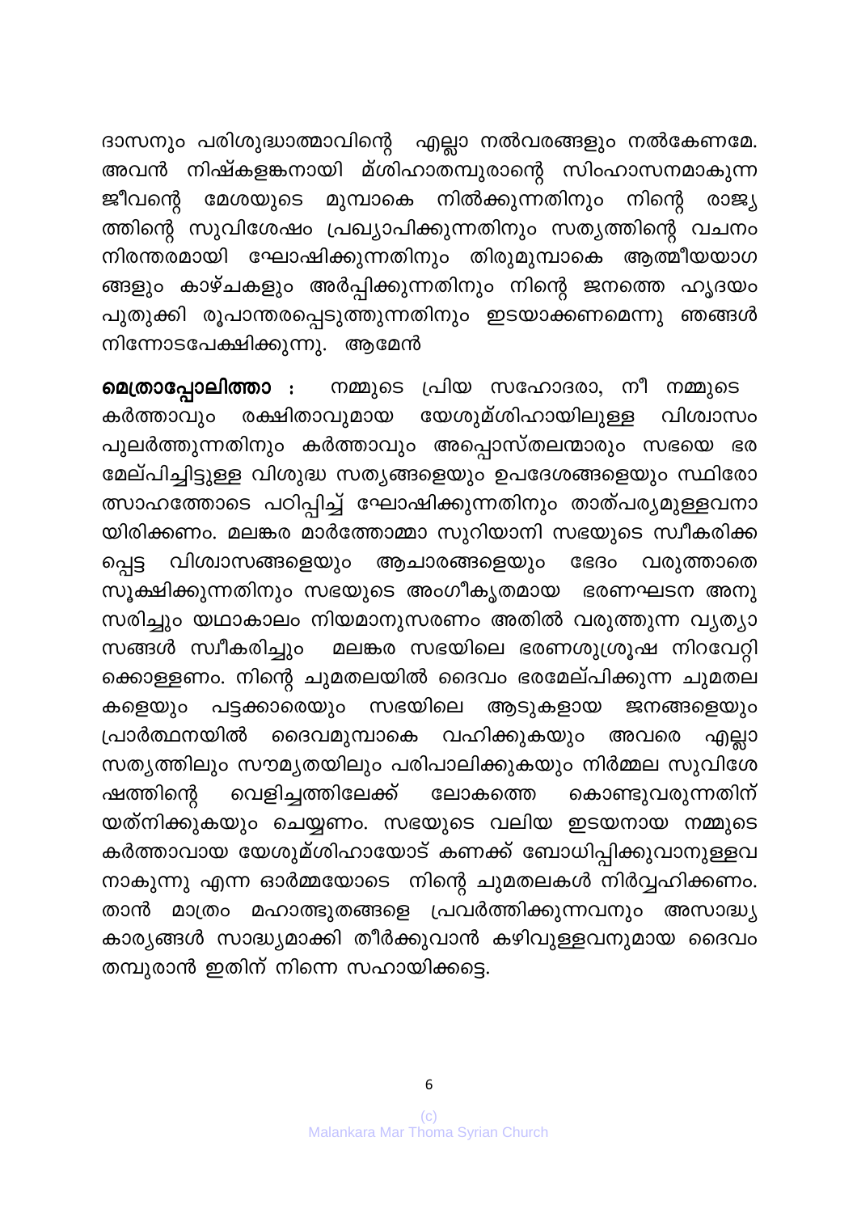ദാസനും പരിശുദ്ധാത്മാവിന്റെ എല്ലാ നൽവരങ്ങളും നൽകേണമേ. അവൻ നിഷ്കളങ്കനായി മ്ശിഹാതമ്പുരാന്റെ സിംഹാസനമാകുന്ന ജീവന്റെ മേശയുടെ മുമ്പാകെ നിൽക്കുന്നതിനും നിന്റെ രാജ്യത്തിന്റെ സുവിശേഷം പ്രഖ്യാപിക്കുന്നതിനും സത്യത്തിന്റെ വചനം നിരന്തരമായി ഘോഷിക്കുന്നതിനും തിരുമുമ്പാകെ ആത്മീയയാഗങ്ങളും കാഴ്ചകളും അർപ്പിക്കുന്നതിനും നിന്റെ ജനത്തെ ഹൃദയം പുതുക്കി രൂപാന്തരപ്പെടുത്തുന്നതിനും ഇടയാക്കണമെന്നു ഞങ്ങൾ നിന്നോടപേക്ഷിക്കുന്നു. ആമേൻ

**മെത്രാപ്പോലീത്താ :** നമ്മുടെ പ്രിയ സഹോദരാ, നീ നമ്മുടെ കർത്താവും രക്ഷിതാവുമായ യേശുമ്ശിഹായിലുള്ള വിശ്വാസം പുലർത്തുന്നതിനും കർത്താവും അപ്പൊസ്തലന്മാരും സഭയെ ഭരമേല്പിച്ചിട്ടുള്ള വിശുദ്ധ സത്യങ്ങളെയും ഉപദേശങ്ങളെയും സ്ഥിരോത്സാഹത്തോടെ പഠിപ്പിച്ച് ഘോഷിക്കുന്നതിനും താത്പര്യമുള്ളവനായിരിക്കണം. മലങ്കര മാർത്തോമ്മാ സുറിയാനി സഭയുടെ സ്വീകരിക്കപ്പെട്ട വിശ്വാസങ്ങളെയും ആചാരങ്ങളെയും ഭേദം വരുത്താതെ സൂക്ഷിക്കുന്നതിനും സഭയുടെ അംഗീകൃതമായ ഭരണഘടന അനുസരിച്ചും യഥാകാലം നിയമാനുസരണം അതിൽ വരുത്തുന്ന വ്യത്യാസങ്ങൾ സ്വീകരിച്ചും മലങ്കര സഭയിലെ ഭരണശുശ്രൂഷ നിറവേറ്റിക്കൊള്ളണം. നിന്റെ ചുമതലയിൽ ദൈവം ഭരമേല്പിക്കുന്ന ചുമതലകളെയും പട്ടക്കാരെയും സഭയിലെ ആടുകളായ ജനങ്ങളെയും പ്രാർത്ഥനയിൽ ദൈവമുമ്പാകെ വഹിക്കുകയും അവരെ എല്ലാ സത്യത്തിലും സൗമ്യതയിലും പരിപാലിക്കുകയും നിർമ്മല സുവിശേഷത്തിന്റെ വെളിച്ചത്തിലേക്ക് ലോകത്തെ കൊണ്ടുവരുന്നതിന് യത്നിക്കുകയും ചെയ്യണം. സഭയുടെ വലിയ ഇടയനായ നമ്മുടെ കർത്താവായ യേശുമ്ശിഹായോട് കണക്ക് ബോധിപ്പിക്കുവാനുള്ളവനാകുന്നു എന്ന ഓർമ്മയോടെ നിന്റെ ചുമതലകൾ നിർവ്വഹിക്കണം. താൻ മാത്രം മഹാത്ഭുതങ്ങളെ പ്രവർത്തിക്കുന്നവനും അസാദ്ധ്യ കാര്യങ്ങൾ സാദ്ധ്യമാക്കി തീർക്കുവാൻ കഴിവുള്ളവനുമായ ദൈവം തമ്പുരാൻ ഇതിന് നിന്നെ സഹായിക്കട്ടെ.

(c)
Malankara Mar Thoma Syrian Church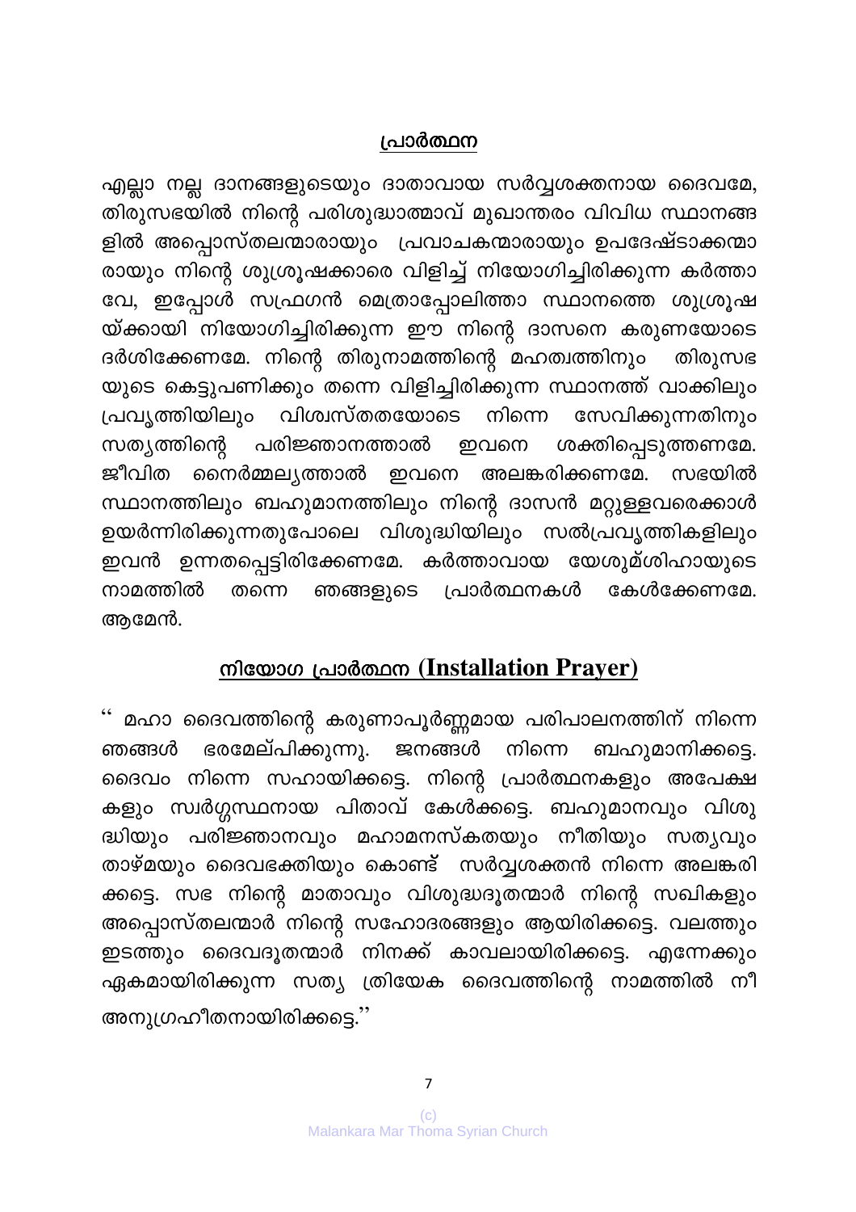## <u>പ്രാർത്ഥന</u>

എല്ലാ നല്ല ദാനങ്ങളുടെയും ദാതാവായ സർവ്വശക്തനായ ദൈവമേ, തിരുസഭയിൽ നിന്റെ പരിശുദ്ധാത്മാവ് മുഖാന്തരം വിവിധ സ്ഥാനങ്ങളിൽ അപ്പൊസ്തലന്മാരായും പ്രവാചകന്മാരായും ഉപദേഷ്ടാക്കന്മാരായും നിന്റെ ശുശ്രൂഷക്കാരെ വിളിച്ച് നിയോഗിച്ചിരിക്കുന്ന കർത്താവേ, ഇപ്പോൾ സഫ്രഗൻ മെത്രാപ്പോലിത്താ സ്ഥാനത്തെ ശുശ്രൂഷയ്ക്കായി നിയോഗിച്ചിരിക്കുന്ന ഈ നിന്റെ ദാസനെ കരുണയോടെ ദർശിക്കേണമേ. നിന്റെ തിരുനാമത്തിന്റെ മഹത്വത്തിനും തിരുസഭയുടെ കെട്ടുപണിക്കും തന്നെ വിളിച്ചിരിക്കുന്ന സ്ഥാനത്ത് വാക്കിലും പ്രവൃത്തിയിലും വിശ്വസ്തതയോടെ നിന്നെ സേവിക്കുന്നതിനും സത്യത്തിന്റെ പരിജ്ഞാനത്താൽ ഇവനെ ശക്തിപ്പെടുത്തണമേ. ജീവിത നൈർമ്മല്യത്താൽ ഇവനെ അലങ്കരിക്കണമേ. സഭയിൽ സ്ഥാനത്തിലും ബഹുമാനത്തിലും നിന്റെ ദാസൻ മറ്റുള്ളവരെക്കാൾ ഉയർന്നിരിക്കുന്നതുപോലെ വിശുദ്ധിയിലും സൽപ്രവൃത്തികളിലും ഇവൻ ഉന്നതപ്പെട്ടിരിക്കേണമേ. കർത്താവായ യേശുമ്ശിഹായുടെ നാമത്തിൽ തന്നെ ഞങ്ങളുടെ പ്രാർത്ഥനകൾ കേൾക്കേണമേ. ആമേൻ.

## <u>നിയോഗ പ്രാർത്ഥന (Installation Prayer)</u>

'' മഹാ ദൈവത്തിന്റെ കരുണാപൂർണ്ണമായ പരിപാലനത്തിന് നിന്നെ ഞങ്ങൾ ഭരമേല്പിക്കുന്നു. ജനങ്ങൾ നിന്നെ ബഹുമാനിക്കട്ടെ. ദൈവം നിന്നെ സഹായിക്കട്ടെ. നിന്റെ പ്രാർത്ഥനകളും അപേക്ഷകളും സ്വർഗ്ഗസ്ഥനായ പിതാവ് കേൾക്കട്ടെ. ബഹുമാനവും വിശുദ്ധിയും പരിജ്ഞാനവും മഹാമനസ്കതയും നീതിയും സത്യവും താഴ്മയും ദൈവഭക്തിയും കൊണ്ട് സർവ്വശക്തൻ നിന്നെ അലങ്കരിക്കട്ടെ. സഭ നിന്റെ മാതാവും വിശുദ്ധദൂതന്മാർ നിന്റെ സഖികളും അപ്പൊസ്തലന്മാർ നിന്റെ സഹോദരങ്ങളും ആയിരിക്കട്ടെ. വലത്തും ഇടത്തും ദൈവദൂതന്മാർ നിനക്ക് കാവലായിരിക്കട്ടെ. എന്നേക്കും ഏകമായിരിക്കുന്ന സത്യ ത്രിയേക ദൈവത്തിന്റെ നാമത്തിൽ നീ അനുഗ്രഹീതനായിരിക്കട്ടെ.''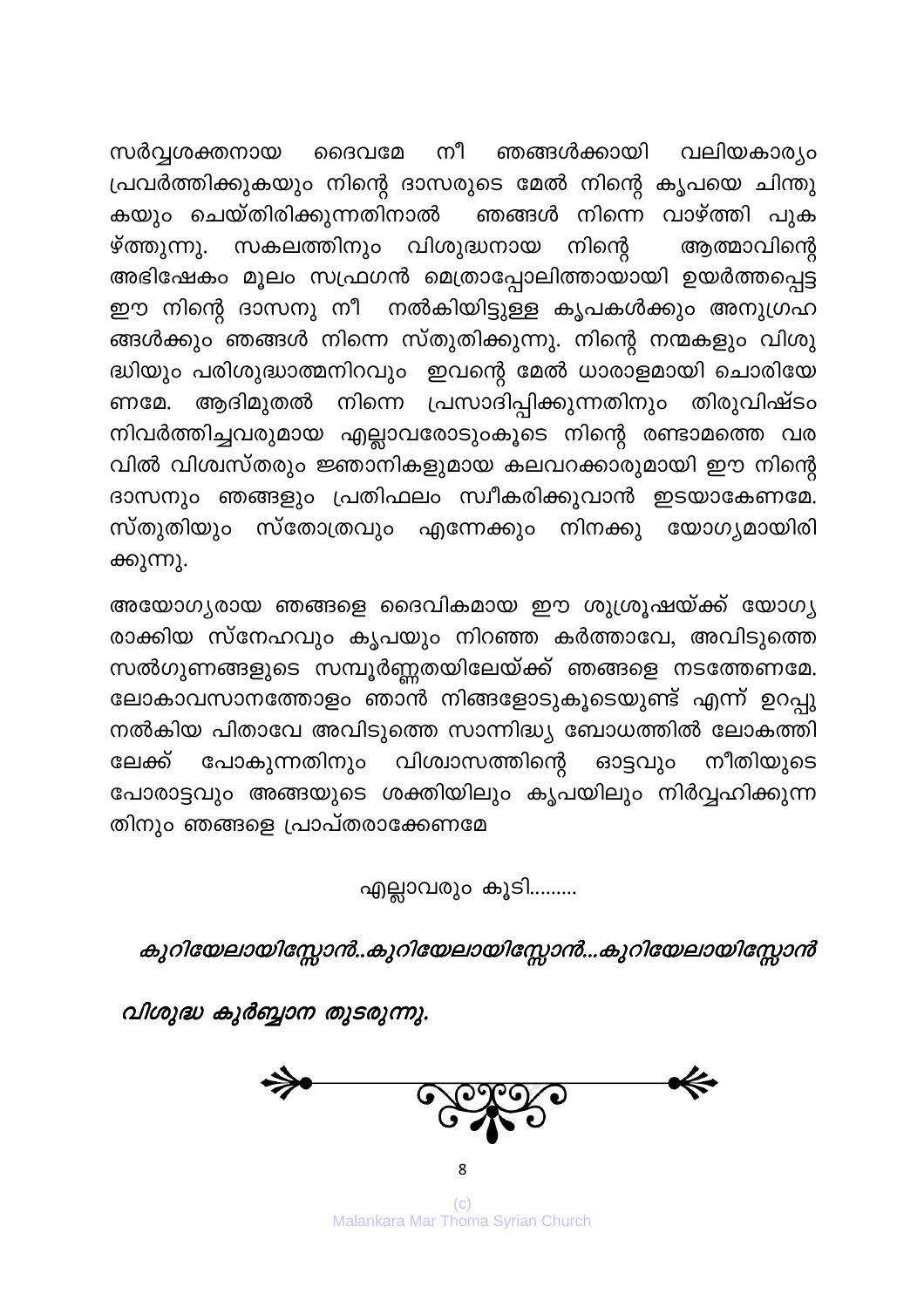സർവ്വശക്തനായ ദൈവമേ നീ ഞങ്ങൾക്കായി വലിയകാര്യം പ്രവർത്തിക്കുകയും നിന്റെ ദാസരുടെ മേൽ നിന്റെ കൃപയെ ചിന്തുകയും ചെയ്തിരിക്കുന്നതിനാൽ ഞങ്ങൾ നിന്നെ വാഴ്ത്തി പുകഴ്ത്തുന്നു. സകലത്തിനും വിശുദ്ധനായ നിന്റെ ആത്മാവിന്റെ അഭിഷേകം മൂലം സഫ്രഗൻ മെത്രാപ്പോലിത്തായായി ഉയർത്തപ്പെട്ട ഈ നിന്റെ ദാസനു നീ നൽകിയിട്ടുള്ള കൃപകൾക്കും അനുഗ്രഹങ്ങൾക്കും ഞങ്ങൾ നിന്നെ സ്തുതിക്കുന്നു. നിന്റെ നന്മകളും വിശുദ്ധിയും പരിശുദ്ധാത്മനിറവും ഇവന്റെ മേൽ ധാരാളമായി ചൊരിയേണമേ. ആദിമുതൽ നിന്നെ പ്രസാദിപ്പിക്കുന്നതിനും തിരുവിഷ്ടം നിവർത്തിച്ചവരുമായ എല്ലാവരോടുംകൂടെ നിന്റെ രണ്ടാമത്തെ വരവിൽ വിശ്വസ്തരും ജ്ഞാനികളുമായ കലവറക്കാരുമായി ഈ നിന്റെ ദാസനും ഞങ്ങളും പ്രതിഫലം സ്വീകരിക്കുവാൻ ഇടയാകേണമേ. സ്തുതിയും സ്തോത്രവും എന്നേക്കും നിനക്കു യോഗ്യമായിരിക്കുന്നു.

അയോഗ്യരായ ഞങ്ങളെ ദൈവികമായ ഈ ശുശ്രൂഷയ്ക്ക് യോഗ്യരാക്കിയ സ്നേഹവും കൃപയും നിറഞ്ഞ കർത്താവേ, അവിടുത്തെ സൽഗുണങ്ങളുടെ സമ്പൂർണ്ണതയിലേയ്ക്ക് ഞങ്ങളെ നടത്തേണമേ. ലോകാവസാനത്തോളം ഞാൻ നിങ്ങളോടുകൂടെയുണ്ട് എന്ന് ഉറപ്പു നൽകിയ പിതാവേ അവിടുത്തെ സാന്നിദ്ധ്യ ബോധത്തിൽ ലോകത്തിലേക്ക് പോകുന്നതിനും വിശ്വാസത്തിന്റെ ഓട്ടവും നീതിയുടെ പോരാട്ടവും അങ്ങയുടെ ശക്തിയിലും കൃപയിലും നിർവ്വഹിക്കുന്നതിനും ഞങ്ങളെ പ്രാപ്തരാക്കേണമേ

എല്ലാവരും കൂടി.........

***കുറിയേലായിസ്സോൻ..കുറിയേലായിസ്സോൻ...കുറിയേലായിസ്സോൻ***

***വിശുദ്ധ കുർബ്ബാന തുടരുന്നു.***

(c)
Malankara Mar Thoma Syrian Church